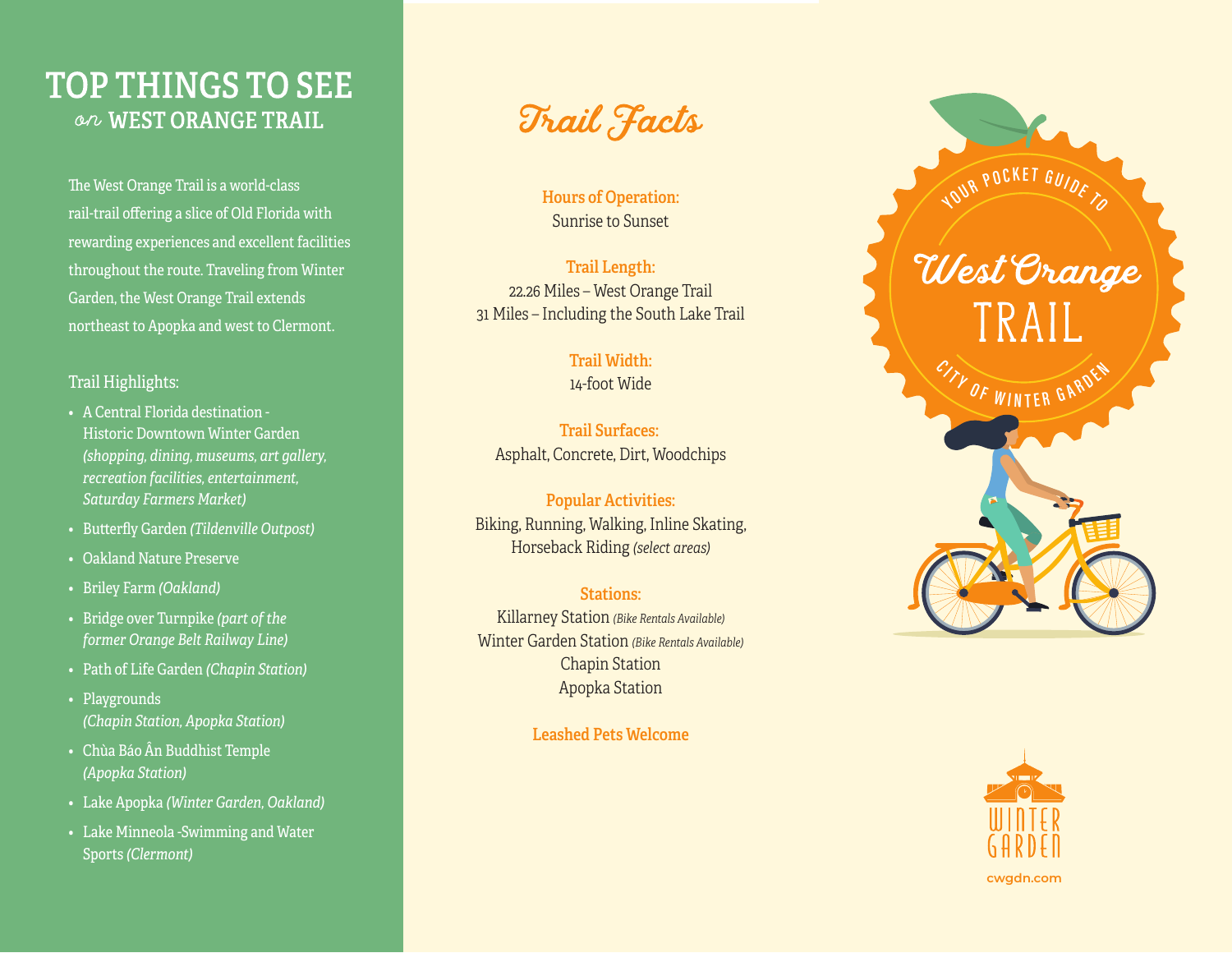# TOP THINGS TO SEE
## *on* WEST ORANGE TRAIL

The West Orange Trail is a world-class rail-trail offering a slice of Old Florida with rewarding experiences and excellent facilities throughout the route. Traveling from Winter Garden, the West Orange Trail extends northeast to Apopka and west to Clermont.

Trail Highlights:

- A Central Florida destination - Historic Downtown Winter Garden *(shopping, dining, museums, art gallery, recreation facilities, entertainment, Saturday Farmers Market)*
- Butterfly Garden *(Tildenville Outpost)*
- Oakland Nature Preserve
- Briley Farm *(Oakland)*
- Bridge over Turnpike *(part of the former Orange Belt Railway Line)*
- Path of Life Garden *(Chapin Station)*
- Playgrounds *(Chapin Station, Apopka Station)*
- Chùa Báo Ân Buddhist Temple *(Apopka Station)*
- Lake Apopka *(Winter Garden, Oakland)*
- Lake Minneola -Swimming and Water Sports *(Clermont)*

# Trail Facts

**Hours of Operation:**
Sunrise to Sunset

**Trail Length:**
22.26 Miles – West Orange Trail
31 Miles – Including the South Lake Trail

**Trail Width:**
14-foot Wide

**Trail Surfaces:**
Asphalt, Concrete, Dirt, Woodchips

**Popular Activities:**
Biking, Running, Walking, Inline Skating, Horseback Riding *(select areas)*

**Stations:**
Killarney Station *(Bike Rentals Available)*
Winter Garden Station *(Bike Rentals Available)*
Chapin Station
Apopka Station

**Leashed Pets Welcome**

YOUR POCKET GUIDE TO

# West Orange TRAIL

CITY OF WINTER GARDEN

WINTER GARDEN

cwgdn.com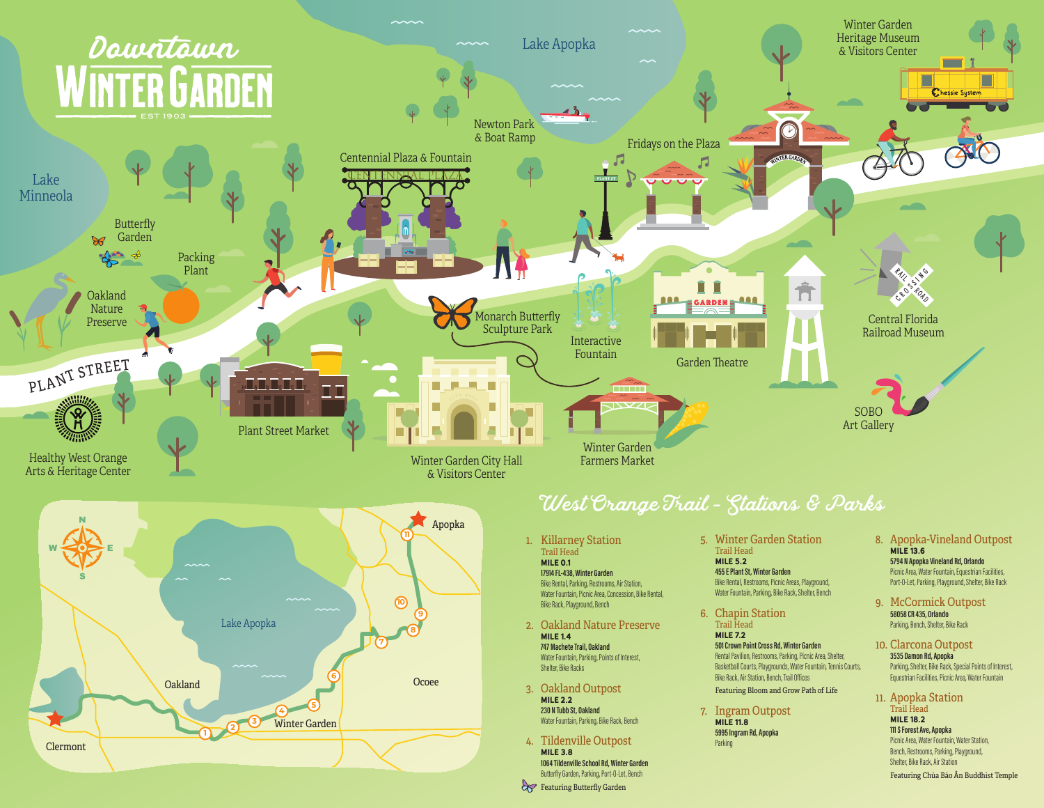# Downtown WINTER GARDEN

EST 1903

Lake Apopka

Lake Minneola

Newton Park & Boat Ramp

Winter Garden Heritage Museum & Visitors Center

Centennial Plaza & Fountain

Fridays on the Plaza

Butterfly Garden

Packing Plant

Oakland Nature Preserve

Monarch Butterfly Sculpture Park

Interactive Fountain

Garden Theatre

Central Florida Railroad Museum

PLANT STREET

Plant Street Market

Winter Garden City Hall & Visitors Center

Winter Garden Farmers Market

SOBO Art Gallery

Healthy West Orange Arts & Heritage Center

## West Orange Trail - Stations & Parks

1. **Killarney Station**
   Trail Head
   **MILE 0.1**
   **17914 FL-438, Winter Garden**
   Bike Rental, Parking, Restrooms, Air Station, Water Fountain, Picnic Area, Concession, Bike Rental, Bike Rack, Playground, Bench

2. **Oakland Nature Preserve**
   **MILE 1.4**
   **747 Machete Trail, Oakland**
   Water Fountain, Parking, Points of Interest, Shelter, Bike Racks

3. **Oakland Outpost**
   **MILE 2.2**
   **230 N Tubb St, Oakland**
   Water Fountain, Parking, Bike Rack, Bench

4. **Tildenville Outpost**
   **MILE 3.8**
   **1064 Tildenville School Rd, Winter Garden**
   Butterfly Garden, Parking, Port-O-Let, Bench
   Featuring Butterfly Garden

5. **Winter Garden Station**
   Trail Head
   **MILE 5.2**
   **455 E Plant St, Winter Garden**
   Bike Rental, Restrooms, Picnic Areas, Playground, Water Fountain, Parking, Bike Rack, Shelter, Bench

6. **Chapin Station**
   Trail Head
   **MILE 7.2**
   **501 Crown Point Cross Rd, Winter Garden**
   Rental Pavilion, Restrooms, Parking, Picnic Area, Shelter, Basketball Courts, Playgrounds, Water Fountain, Tennis Courts, Bike Rack, Air Station, Bench, Trail Offices
   Featuring Bloom and Grow Path of Life

7. **Ingram Outpost**
   **MILE 11.8**
   **5995 Ingram Rd, Apopka**
   Parking

8. **Apopka-Vineland Outpost**
   **MILE 13.6**
   **5794 N Apopka Vineland Rd, Orlando**
   Picnic Area, Water Fountain, Equestrian Facilities, Port-O-Let, Parking, Playground, Shelter, Bike Rack

9. **McCormick Outpost**
   **58058 CR 435, Orlando**
   Parking, Bench, Shelter, Bike Rack

10. **Clarcona Outpost**
    **3535 Damon Rd, Apopka**
    Parking, Shelter, Bike Rack, Special Points of Interest, Equestrian Facilities, Picnic Area, Water Fountain

11. **Apopka Station**
    Trail Head
    **MILE 18.2**
    **111 S Forest Ave, Apopka**
    Picnic Area, Water Fountain, Water Station, Bench, Restrooms, Parking, Playground, Shelter, Bike Rack, Air Station
    Featuring Chùa Bảo Ân Buddhist Temple